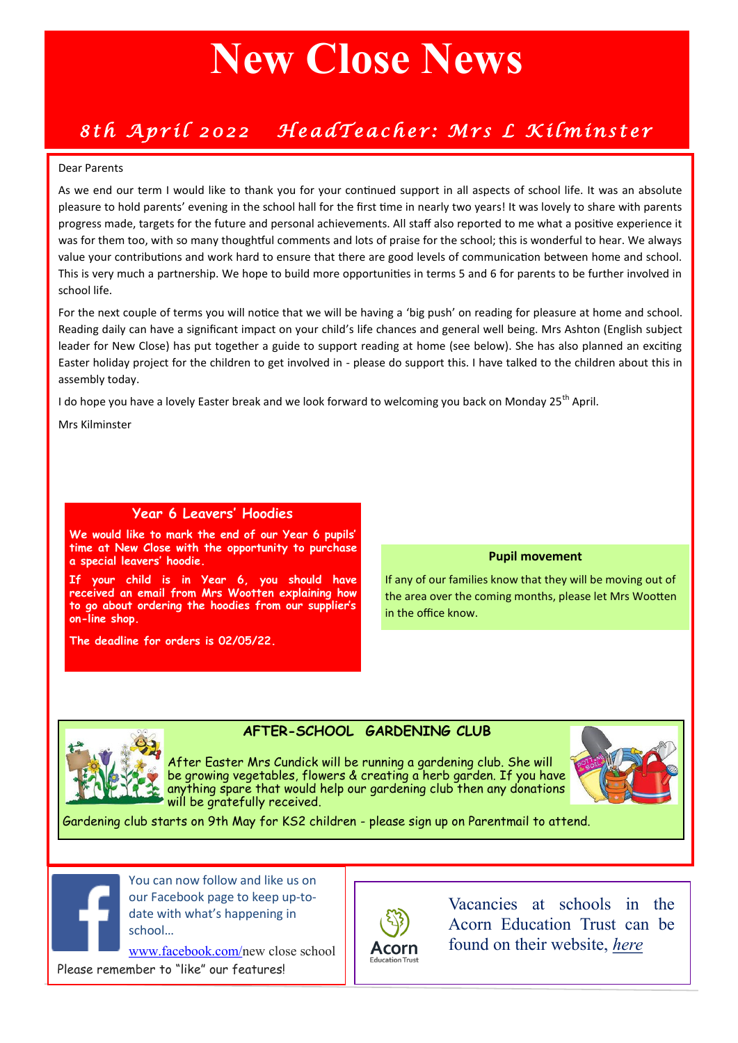# New Close News

*8th April 2022 HeadTeacher: Mrs L Kilminster*

Dear Parents

As we end our term I would like to thank you for your continued support in all aspects of school life. It was an absolute pleasure to hold parents' evening in the school hall for the first time in nearly two years! It was lovely to share with parents progress made, targets for the future and personal achievements. All staff also reported to me what a positive experience it was for them too, with so many thoughtful comments and lots of praise for the school; this is wonderful to hear. We always value your contributions and work hard to ensure that there are good levels of communication between home and school. This is very much a partnership. We hope to build more opportunities in terms 5 and 6 for parents to be further involved in school life.

For the next couple of terms you will notice that we will be having a 'big push' on reading for pleasure at home and school. Reading daily can have a significant impact on your child's life chances and general well being. Mrs Ashton (English subject leader for New Close) has put together a guide to support reading at home (see below). She has also planned an exciting Easter holiday project for the children to get involved in - please do support this. I have talked to the children about this in assembly today.

I do hope you have a lovely Easter break and we look forward to welcoming you back on Monday 25th April.

Mrs Kilminster

## Year 6 Leavers' Hoodies

**We would like to mark the end of our Year 6 pupils' time at New Close with the opportunity to purchase a special leavers' hoodie.**

**If your child is in Year 6, you should have received an email from Mrs Wootten explaining how to go about ordering the hoodies from our supplier's on-line shop.**

**The deadline for orders is 02/05/22.**

## Pupil movement

If any of our families know that they will be moving out of the area over the coming months, please let Mrs Wootten in the office know.

## AFTER-SCHOOL GARDENING CLUB

After Easter Mrs Cundick will be running a gardening club. She will be growing vegetables, flowers & creating a herb garden. If you have anything spare that would help our gardening club then any donations will be gratefully received.

Gardening club starts on 9th May for KS2 children - please sign up on Parentmail to attend.

You can now follow and like us on our Facebook page to keep up-to-date with what's happening in school…

www.facebook.com/new close school

Please remember to "like" our features!

Vacancies at schools in the Acorn Education Trust can be found on their website, *here*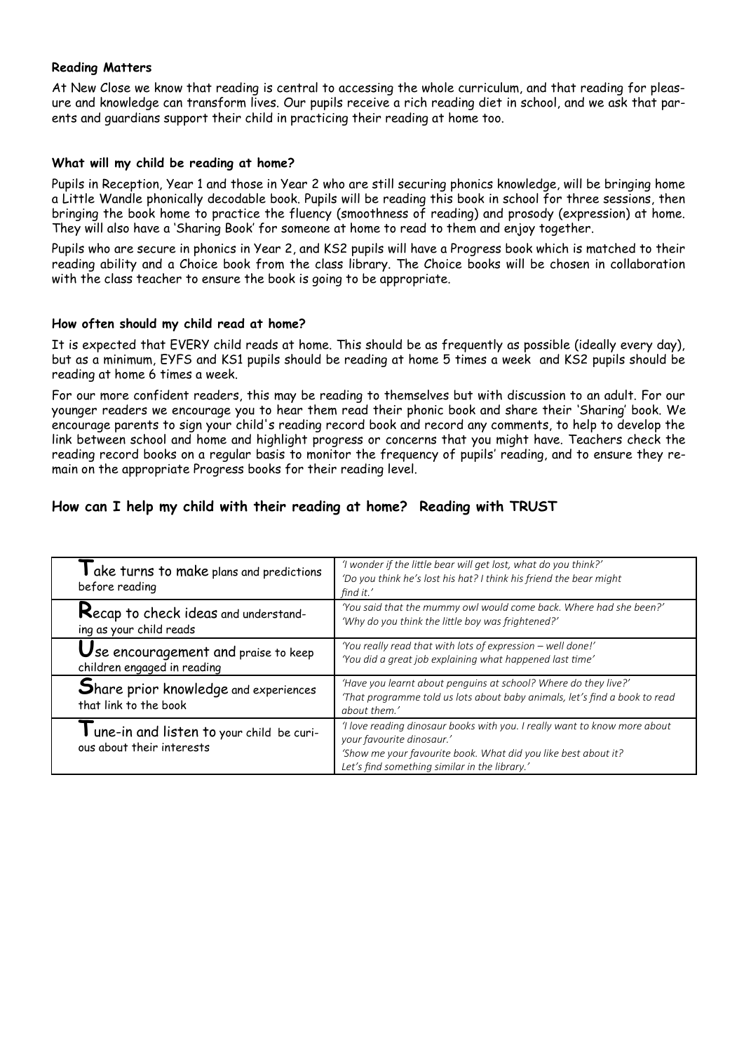**Reading Matters**

At New Close we know that reading is central to accessing the whole curriculum, and that reading for pleasure and knowledge can transform lives. Our pupils receive a rich reading diet in school, and we ask that parents and guardians support their child in practicing their reading at home too.

**What will my child be reading at home?**

Pupils in Reception, Year 1 and those in Year 2 who are still securing phonics knowledge, will be bringing home a Little Wandle phonically decodable book. Pupils will be reading this book in school for three sessions, then bringing the book home to practice the fluency (smoothness of reading) and prosody (expression) at home. They will also have a 'Sharing Book' for someone at home to read to them and enjoy together.

Pupils who are secure in phonics in Year 2, and KS2 pupils will have a Progress book which is matched to their reading ability and a Choice book from the class library. The Choice books will be chosen in collaboration with the class teacher to ensure the book is going to be appropriate.

**How often should my child read at home?**

It is expected that EVERY child reads at home. This should be as frequently as possible (ideally every day), but as a minimum, EYFS and KS1 pupils should be reading at home 5 times a week and KS2 pupils should be reading at home 6 times a week.

For our more confident readers, this may be reading to themselves but with discussion to an adult. For our younger readers we encourage you to hear them read their phonic book and share their 'Sharing' book. We encourage parents to sign your child's reading record book and record any comments, to help to develop the link between school and home and highlight progress or concerns that you might have. Teachers check the reading record books on a regular basis to monitor the frequency of pupils' reading, and to ensure they remain on the appropriate Progress books for their reading level.

## How can I help my child with their reading at home? Reading with TRUST

| | |
|---|---|
| **T**ake turns to make plans and predictions before reading | *'I wonder if the little bear will get lost, what do you think?'* *'Do you think he's lost his hat? I think his friend the bear might find it.'* |
| **R**ecap to check ideas and understanding as your child reads | *'You said that the mummy owl would come back. Where had she been?'* *'Why do you think the little boy was frightened?'* |
| **U**se encouragement and praise to keep children engaged in reading | *'You really read that with lots of expression – well done!'* *'You did a great job explaining what happened last time'* |
| **S**hare prior knowledge and experiences that link to the book | *'Have you learnt about penguins at school? Where do they live?'* *'That programme told us lots about baby animals, let's find a book to read about them.'* |
| **T**une-in and listen to your child be curious about their interests | *'I love reading dinosaur books with you. I really want to know more about your favourite dinosaur.'* *'Show me your favourite book. What did you like best about it?* *Let's find something similar in the library.'* |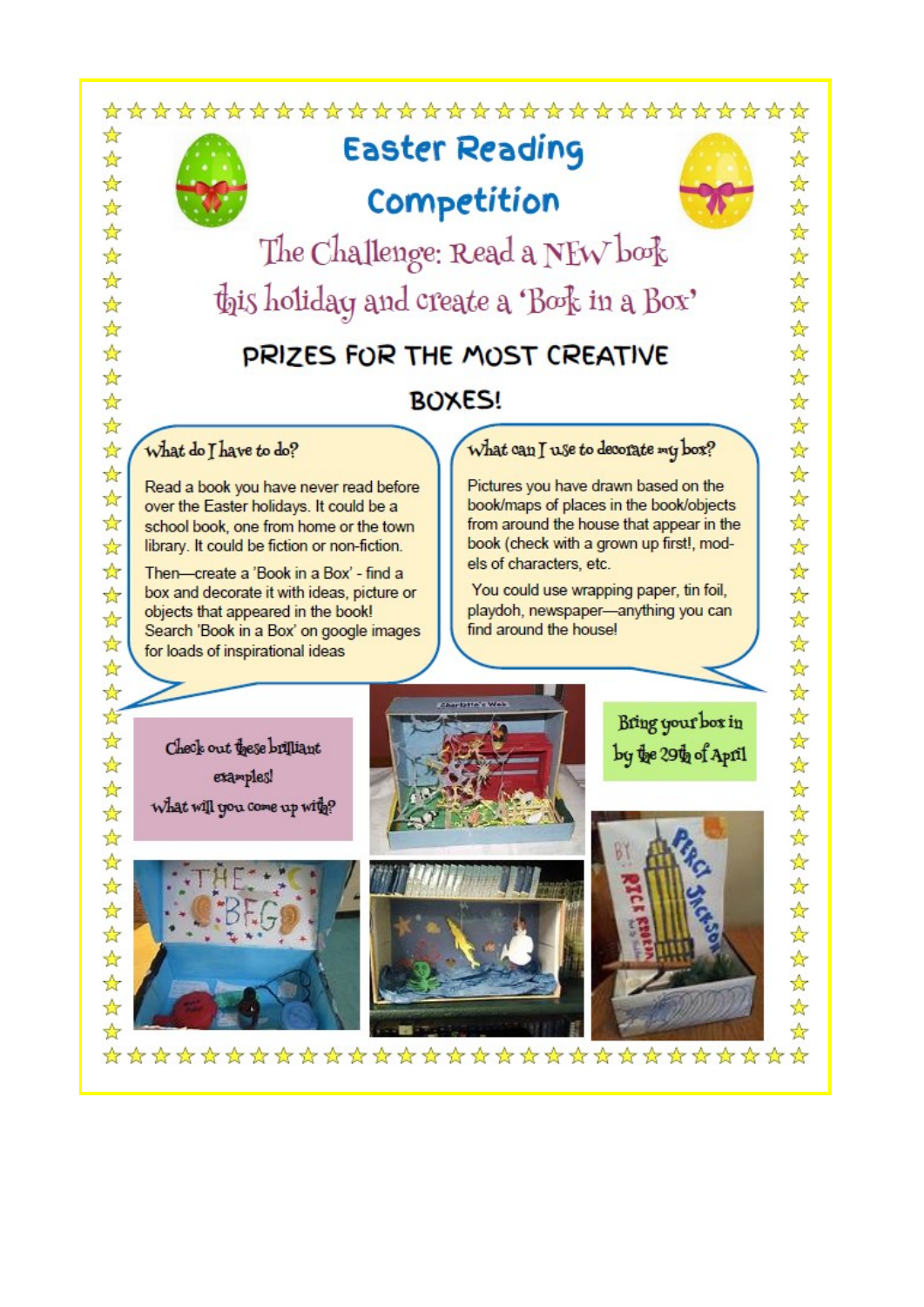# Easter Reading Competition

## The Challenge: Read a NEW book this holiday and create a 'Book in a Box'

**PRIZES FOR THE MOST CREATIVE BOXES!**

### What do I have to do?

Read a book you have never read before over the Easter holidays. It could be a school book, one from home or the town library. It could be fiction or non-fiction.

Then—create a 'Book in a Box' - find a box and decorate it with ideas, picture or objects that appeared in the book! Search 'Book in a Box' on google images for loads of inspirational ideas

### What can I use to decorate my box?

Pictures you have drawn based on the book/maps of places in the book/objects from around the house that appear in the book (check with a grown up first!, models of characters, etc.

You could use wrapping paper, tin foil, playdoh, newspaper—anything you can find around the house!

Check out these brilliant examples!
What will you come up with?

Bring your box in by the 29th of April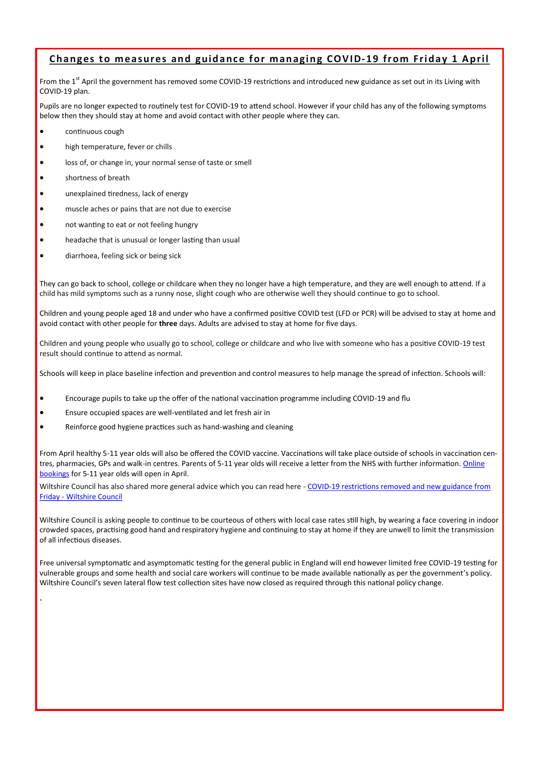## Changes to measures and guidance for managing COVID-19 from Friday 1 April

From the 1st April the government has removed some COVID-19 restrictions and introduced new guidance as set out in its Living with COVID-19 plan.

Pupils are no longer expected to routinely test for COVID-19 to attend school. However if your child has any of the following symptoms below then they should stay at home and avoid contact with other people where they can.

- continuous cough
- high temperature, fever or chills
- loss of, or change in, your normal sense of taste or smell
- shortness of breath
- unexplained tiredness, lack of energy
- muscle aches or pains that are not due to exercise
- not wanting to eat or not feeling hungry
- headache that is unusual or longer lasting than usual
- diarrhoea, feeling sick or being sick

They can go back to school, college or childcare when they no longer have a high temperature, and they are well enough to attend. If a child has mild symptoms such as a runny nose, slight cough who are otherwise well they should continue to go to school.

Children and young people aged 18 and under who have a confirmed positive COVID test (LFD or PCR) will be advised to stay at home and avoid contact with other people for **three** days. Adults are advised to stay at home for five days.

Children and young people who usually go to school, college or childcare and who live with someone who has a positive COVID-19 test result should continue to attend as normal.

Schools will keep in place baseline infection and prevention and control measures to help manage the spread of infection. Schools will:

- Encourage pupils to take up the offer of the national vaccination programme including COVID-19 and flu
- Ensure occupied spaces are well-ventilated and let fresh air in
- Reinforce good hygiene practices such as hand-washing and cleaning

From April healthy 5-11 year olds will also be offered the COVID vaccine. Vaccinations will take place outside of schools in vaccination centres, pharmacies, GPs and walk-in centres. Parents of 5-11 year olds will receive a letter from the NHS with further information. Online bookings for 5-11 year olds will open in April.

Wiltshire Council has also shared more general advice which you can read here - COVID-19 restrictions removed and new guidance from Friday - Wiltshire Council

Wiltshire Council is asking people to continue to be courteous of others with local case rates still high, by wearing a face covering in indoor crowded spaces, practising good hand and respiratory hygiene and continuing to stay at home if they are unwell to limit the transmission of all infectious diseases.

Free universal symptomatic and asymptomatic testing for the general public in England will end however limited free COVID-19 testing for vulnerable groups and some health and social care workers will continue to be made available nationally as per the government's policy. Wiltshire Council's seven lateral flow test collection sites have now closed as required through this national policy change.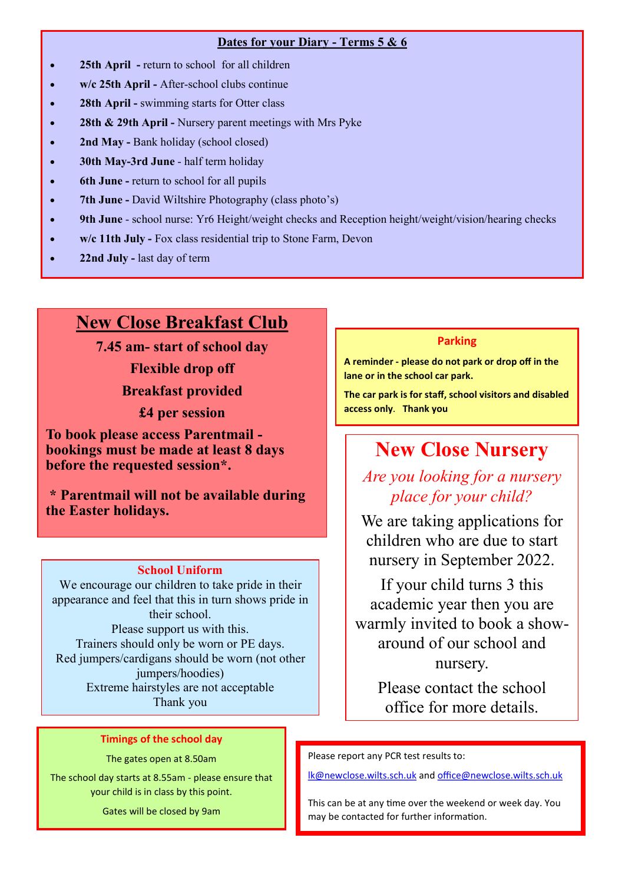## Dates for your Diary - Terms 5 & 6

- **25th April -** return to school for all children
- **w/c 25th April -** After-school clubs continue
- **28th April -** swimming starts for Otter class
- **28th & 29th April -** Nursery parent meetings with Mrs Pyke
- **2nd May -** Bank holiday (school closed)
- **30th May-3rd June** - half term holiday
- **6th June -** return to school for all pupils
- **7th June -** David Wiltshire Photography (class photo's)
- **9th June** - school nurse: Yr6 Height/weight checks and Reception height/weight/vision/hearing checks
- **w/c 11th July -** Fox class residential trip to Stone Farm, Devon
- **22nd July -** last day of term

## New Close Breakfast Club

**7.45 am- start of school day**

**Flexible drop off**

**Breakfast provided**

**£4 per session**

**To book please access Parentmail - bookings must be made at least 8 days before the requested session*.**

**\* Parentmail will not be available during the Easter holidays.**

### Parking

**A reminder - please do not park or drop off in the lane or in the school car park.**

**The car park is for staff, school visitors and disabled access only. Thank you**

## New Close Nursery

*Are you looking for a nursery place for your child?*

We are taking applications for children who are due to start nursery in September 2022.

If your child turns 3 this academic year then you are warmly invited to book a show-around of our school and nursery.

Please contact the school office for more details.

### School Uniform

We encourage our children to take pride in their appearance and feel that this in turn shows pride in their school.
Please support us with this.
Trainers should only be worn or PE days.
Red jumpers/cardigans should be worn (not other jumpers/hoodies)
Extreme hairstyles are not acceptable
Thank you

### Timings of the school day

The gates open at 8.50am

The school day starts at 8.55am - please ensure that your child is in class by this point.

Gates will be closed by 9am

Please report any PCR test results to:

lk@newclose.wilts.sch.uk and office@newclose.wilts.sch.uk

This can be at any time over the weekend or week day. You may be contacted for further information.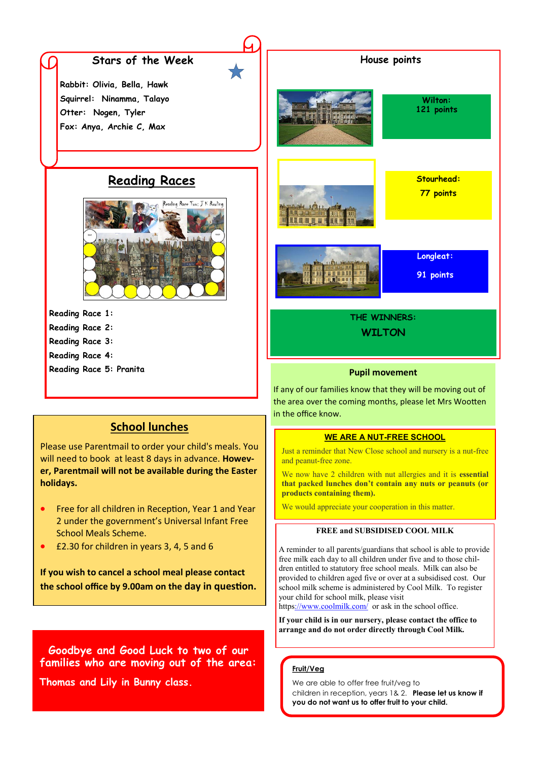## Stars of the Week

Rabbit: Olivia, Bella, Hawk
Squirrel: Ninamma, Talayo
Otter: Nogen, Tyler
Fox: Anya, Archie C, Max

## Reading Races

Reading Race 1:
Reading Race 2:
Reading Race 3:
Reading Race 4:
Reading Race 5: Pranita

## School lunches

Please use Parentmail to order your child's meals. You will need to book at least 8 days in advance. **However, Parentmail will not be available during the Easter holidays.**

- Free for all children in Reception, Year 1 and Year 2 under the government's Universal Infant Free School Meals Scheme.
- £2.30 for children in years 3, 4, 5 and 6

**If you wish to cancel a school meal please contact the school office by 9.00am on the day in question.**

**Goodbye and Good Luck to two of our families who are moving out of the area:**

**Thomas and Lily in Bunny class.**

## House points

Wilton: 121 points

Stourhead: 77 points

Longleat: 91 points

THE WINNERS:
**WILTON**

## Pupil movement

If any of our families know that they will be moving out of the area over the coming months, please let Mrs Wootten in the office know.

## WE ARE A NUT-FREE SCHOOL

Just a reminder that New Close school and nursery is a nut-free and peanut-free zone.

We now have 2 children with nut allergies and it is **essential that packed lunches don't contain any nuts or peanuts (or products containing them).**

We would appreciate your cooperation in this matter.

### FREE and SUBSIDISED COOL MILK

A reminder to all parents/guardians that school is able to provide free milk each day to all children under five and to those children entitled to statutory free school meals. Milk can also be provided to children aged five or over at a subsidised cost. Our school milk scheme is administered by Cool Milk. To register your child for school milk, please visit https://www.coolmilk.com/ or ask in the school office.

**If your child is in our nursery, please contact the office to arrange and do not order directly through Cool Milk.**

### Fruit/Veg

We are able to offer free fruit/veg to children in reception, years 1& 2. **Please let us know if you do not want us to offer fruit to your child.**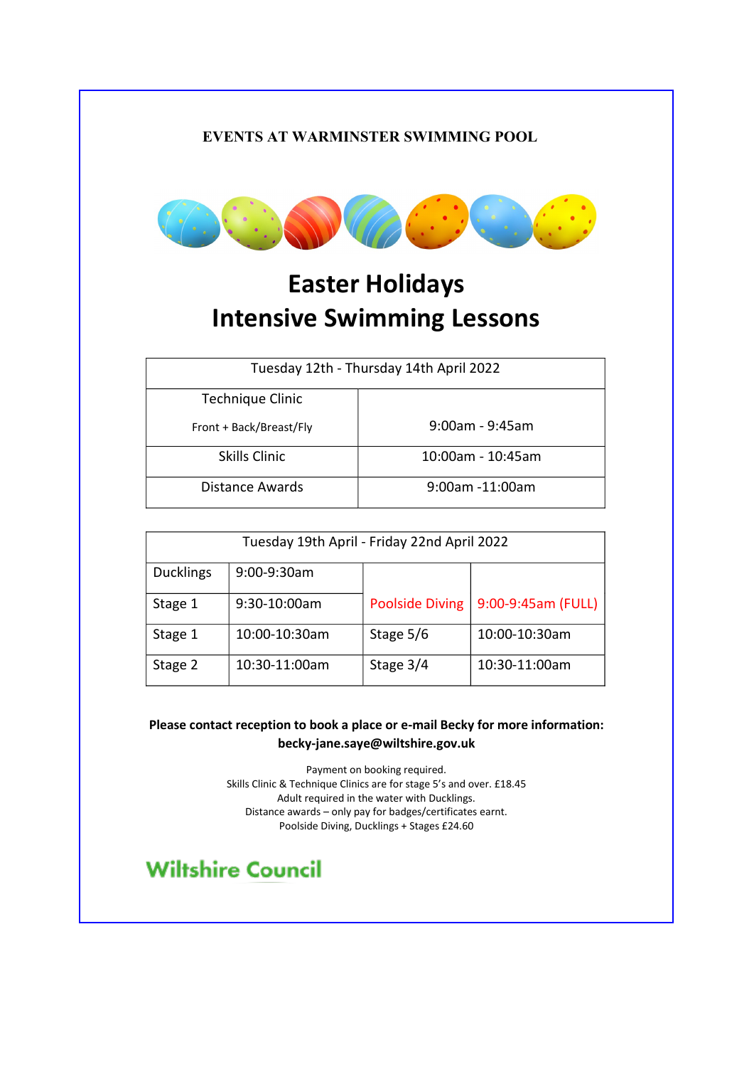**EVENTS AT WARMINSTER SWIMMING POOL**

# Easter Holidays
# Intensive Swimming Lessons

| Tuesday 12th - Thursday 14th April 2022 | |
|---|---|
| Technique Clinic<br>Front + Back/Breast/Fly | 9:00am - 9:45am |
| Skills Clinic | 10:00am - 10:45am |
| Distance Awards | 9:00am -11:00am |

| Tuesday 19th April - Friday 22nd April 2022 | | | |
|---|---|---|---|
| Ducklings | 9:00-9:30am | Poolside Diving | 9:00-9:45am (FULL) |
| Stage 1 | 9:30-10:00am | | |
| Stage 1 | 10:00-10:30am | Stage 5/6 | 10:00-10:30am |
| Stage 2 | 10:30-11:00am | Stage 3/4 | 10:30-11:00am |

**Please contact reception to book a place or e-mail Becky for more information: becky-jane.saye@wiltshire.gov.uk**

Payment on booking required.
Skills Clinic & Technique Clinics are for stage 5's and over. £18.45
Adult required in the water with Ducklings.
Distance awards – only pay for badges/certificates earnt.
Poolside Diving, Ducklings + Stages £24.60

Wiltshire Council